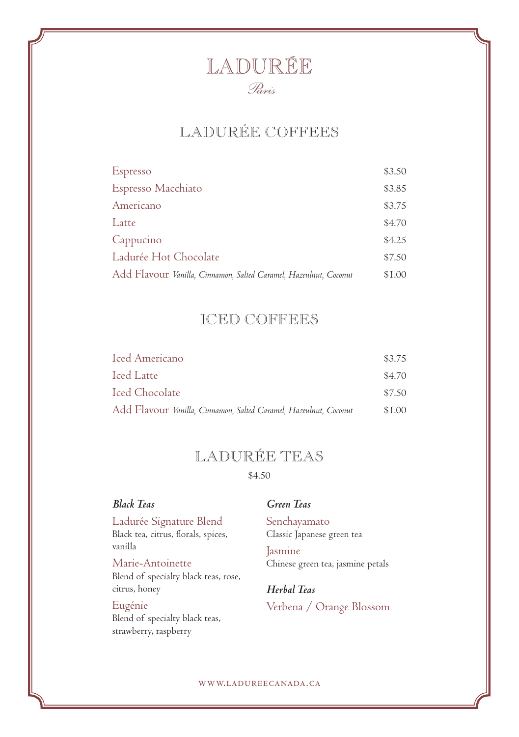# LADURÉE

*Paris*

## LADURÉE COFFEES

| | |
|---|---|
| Espresso | $3.50 |
| Espresso Macchiato | $3.85 |
| Americano | $3.75 |
| Latte | $4.70 |
| Cappucino | $4.25 |
| Ladurée Hot Chocolate | $7.50 |
| Add Flavour *Vanilla, Cinnamon, Salted Caramel, Hazeulnut, Coconut* | $1.00 |

## ICED COFFEES

| | |
|---|---|
| Iced Americano | $3.75 |
| Iced Latte | $4.70 |
| Iced Chocolate | $7.50 |
| Add Flavour *Vanilla, Cinnamon, Salted Caramel, Hazeulnut, Coconut* | $1.00 |

## LADURÉE TEAS

$4.50

### *Black Teas*

Ladurée Signature Blend
Black tea, citrus, florals, spices, vanilla

Marie-Antoinette
Blend of specialty black teas, rose, citrus, honey

Eugénie
Blend of specialty black teas, strawberry, raspberry

### *Green Teas*

Senchayamato
Classic Japanese green tea

Jasmine
Chinese green tea, jasmine petals

### *Herbal Teas*

Verbena / Orange Blossom

WWW.LADUREECANADA.CA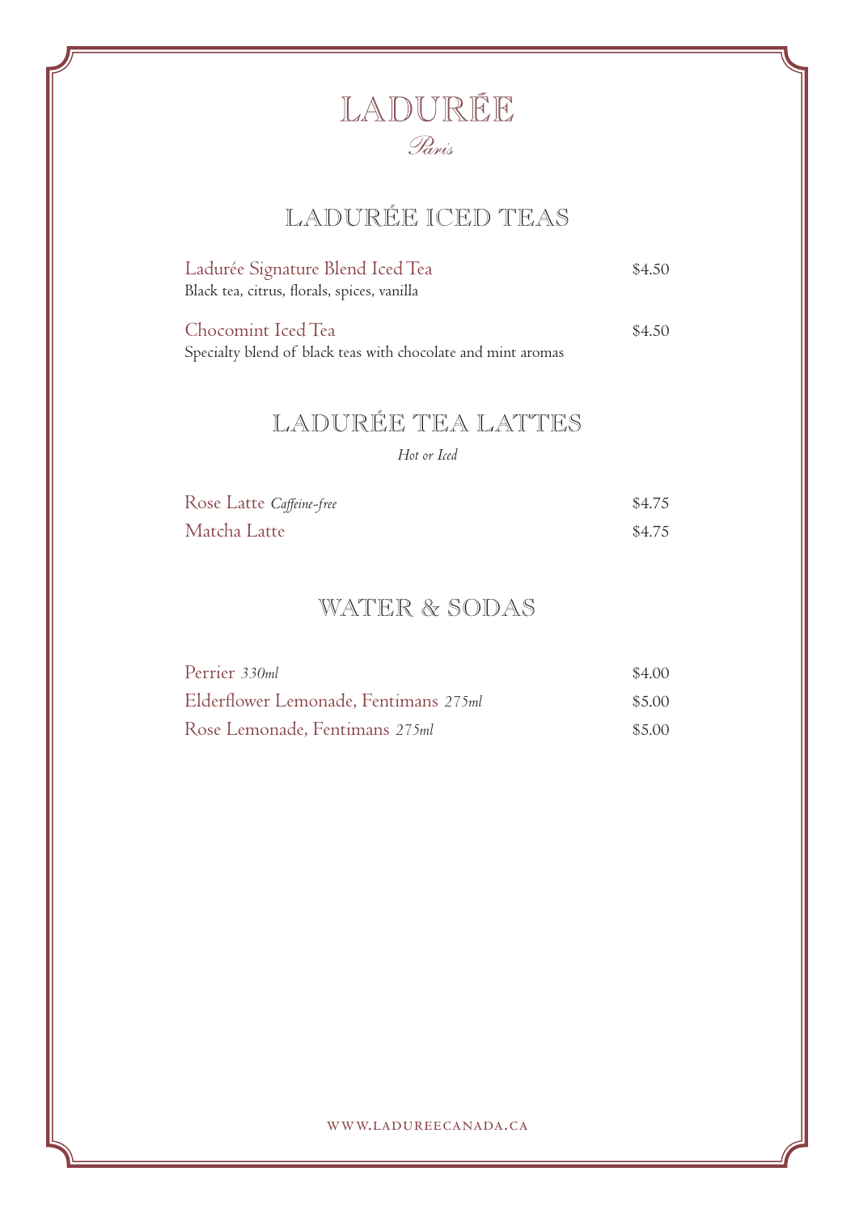# LADURÉE

*Paris*

## LADURÉE ICED TEAS

Ladurée Signature Blend Iced Tea — $4.50
Black tea, citrus, florals, spices, vanilla

Chocomint Iced Tea — $4.50
Specialty blend of black teas with chocolate and mint aromas

## LADURÉE TEA LATTES

*Hot or Iced*

Rose Latte *Caffeine-free* — $4.75

Matcha Latte — $4.75

## WATER & SODAS

Perrier *330ml* — $4.00

Elderflower Lemonade, Fentimans *275ml* — $5.00

Rose Lemonade, Fentimans *275ml* — $5.00

WWW.LADUREECANADA.CA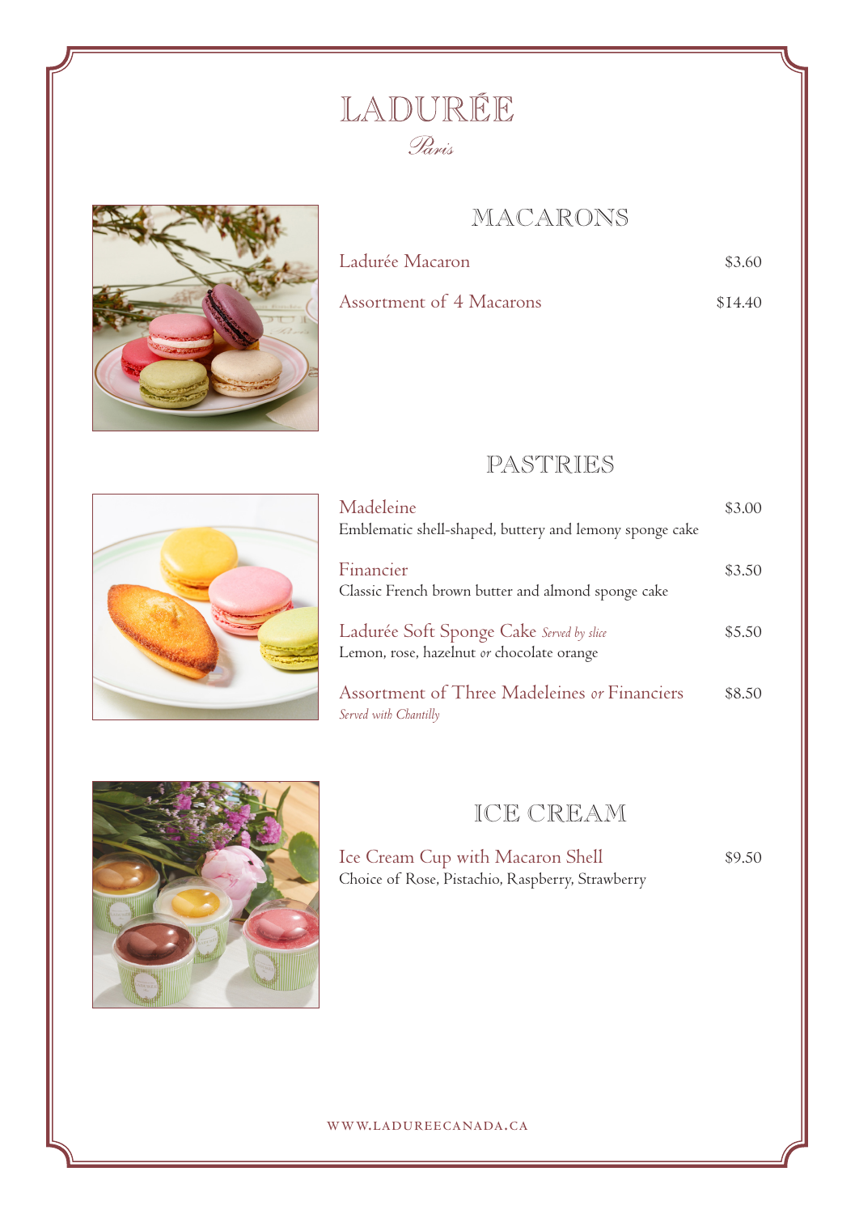# LADURÉE

*Paris*

## MACARONS

Ladurée Macaron — $3.60

Assortment of 4 Macarons — $14.40

## PASTRIES

**Madeleine** — $3.00
Emblematic shell-shaped, buttery and lemony sponge cake

**Financier** — $3.50
Classic French brown butter and almond sponge cake

**Ladurée Soft Sponge Cake** *Served by slice* — $5.50
Lemon, rose, hazelnut *or* chocolate orange

**Assortment of Three Madeleines *or* Financiers** — $8.50
*Served with Chantilly*

## ICE CREAM

**Ice Cream Cup with Macaron Shell** — $9.50
Choice of Rose, Pistachio, Raspberry, Strawberry

WWW.LADUREECANADA.CA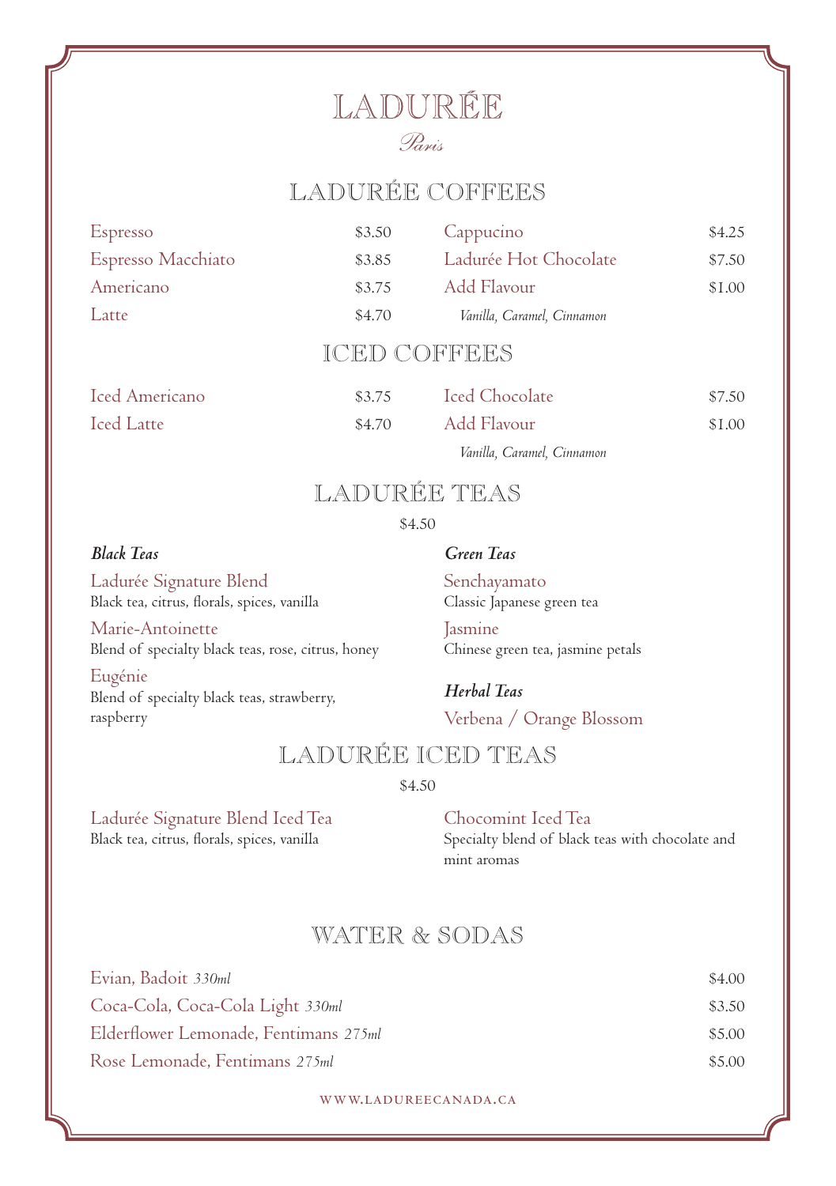# LADURÉE

*Paris*

## LADURÉE COFFEES

| | |
|---|---|
| Espresso | $3.50 |
| Espresso Macchiato | $3.85 |
| Americano | $3.75 |
| Latte | $4.70 |
| Cappucino | $4.25 |
| Ladurée Hot Chocolate | $7.50 |
| Add Flavour | $1.00 |
| *Vanilla, Caramel, Cinnamon* | |

## ICED COFFEES

| | |
|---|---|
| Iced Americano | $3.75 |
| Iced Latte | $4.70 |
| Iced Chocolate | $7.50 |
| Add Flavour | $1.00 |
| *Vanilla, Caramel, Cinnamon* | |

## LADURÉE TEAS

$4.50

***Black Teas***

Ladurée Signature Blend
Black tea, citrus, florals, spices, vanilla

Marie-Antoinette
Blend of specialty black teas, rose, citrus, honey

Eugénie
Blend of specialty black teas, strawberry, raspberry

***Green Teas***

Senchayamato
Classic Japanese green tea

Jasmine
Chinese green tea, jasmine petals

***Herbal Teas***

Verbena / Orange Blossom

## LADURÉE ICED TEAS

$4.50

Ladurée Signature Blend Iced Tea
Black tea, citrus, florals, spices, vanilla

Chocomint Iced Tea
Specialty blend of black teas with chocolate and mint aromas

## WATER & SODAS

| | |
|---|---|
| Evian, Badoit *330ml* | $4.00 |
| Coca-Cola, Coca-Cola Light *330ml* | $3.50 |
| Elderflower Lemonade, Fentimans *275ml* | $5.00 |
| Rose Lemonade, Fentimans *275ml* | $5.00 |

WWW.LADUREECANADA.CA